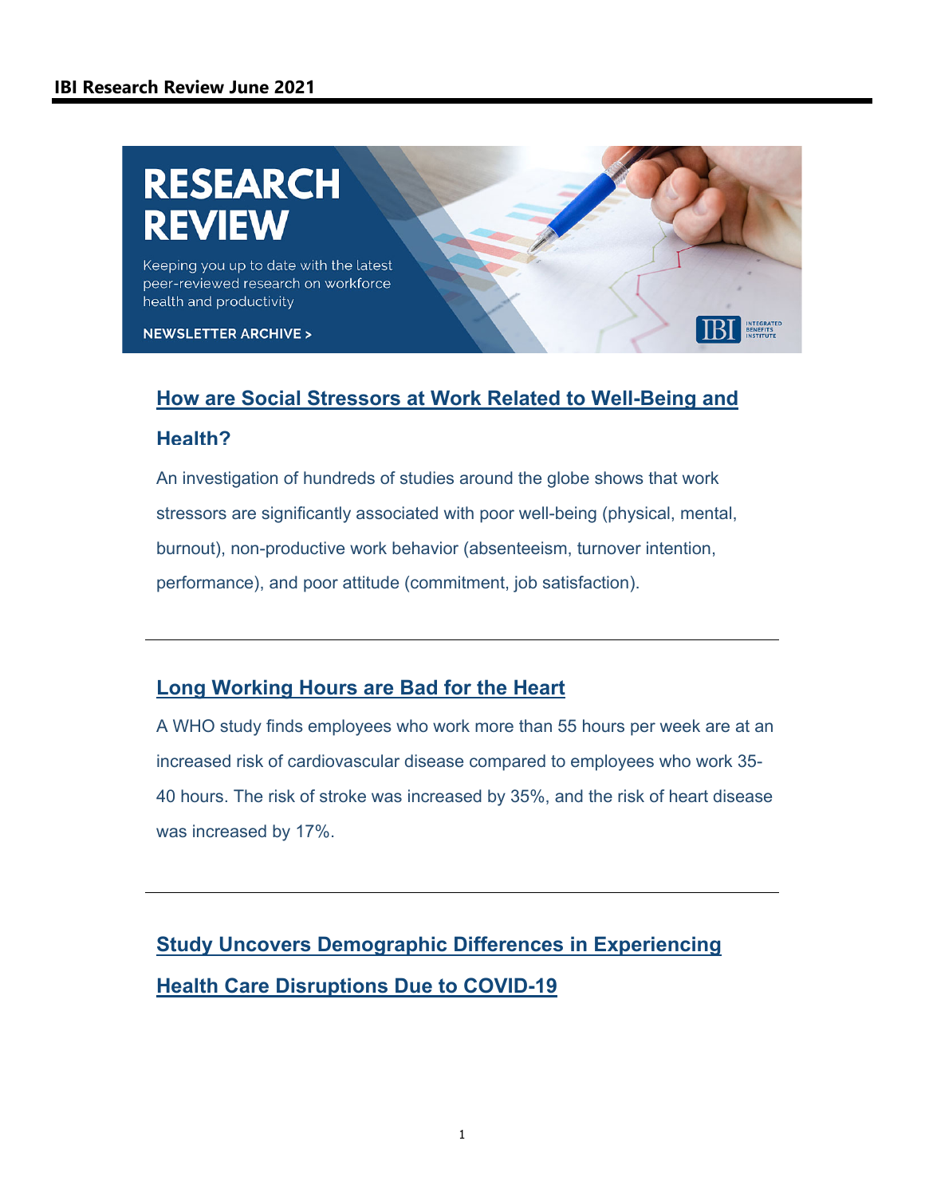**IBI Research Review June 2021**

# RESEARCH REVIEW

Keeping you up to date with the latest peer-reviewed research on workforce health and productivity

NEWSLETTER ARCHIVE >

## How are Social Stressors at Work Related to Well-Being and Health?

An investigation of hundreds of studies around the globe shows that work stressors are significantly associated with poor well-being (physical, mental, burnout), non-productive work behavior (absenteeism, turnover intention, performance), and poor attitude (commitment, job satisfaction).

---

## Long Working Hours are Bad for the Heart

A WHO study finds employees who work more than 55 hours per week are at an increased risk of cardiovascular disease compared to employees who work 35-40 hours. The risk of stroke was increased by 35%, and the risk of heart disease was increased by 17%.

---

## Study Uncovers Demographic Differences in Experiencing Health Care Disruptions Due to COVID-19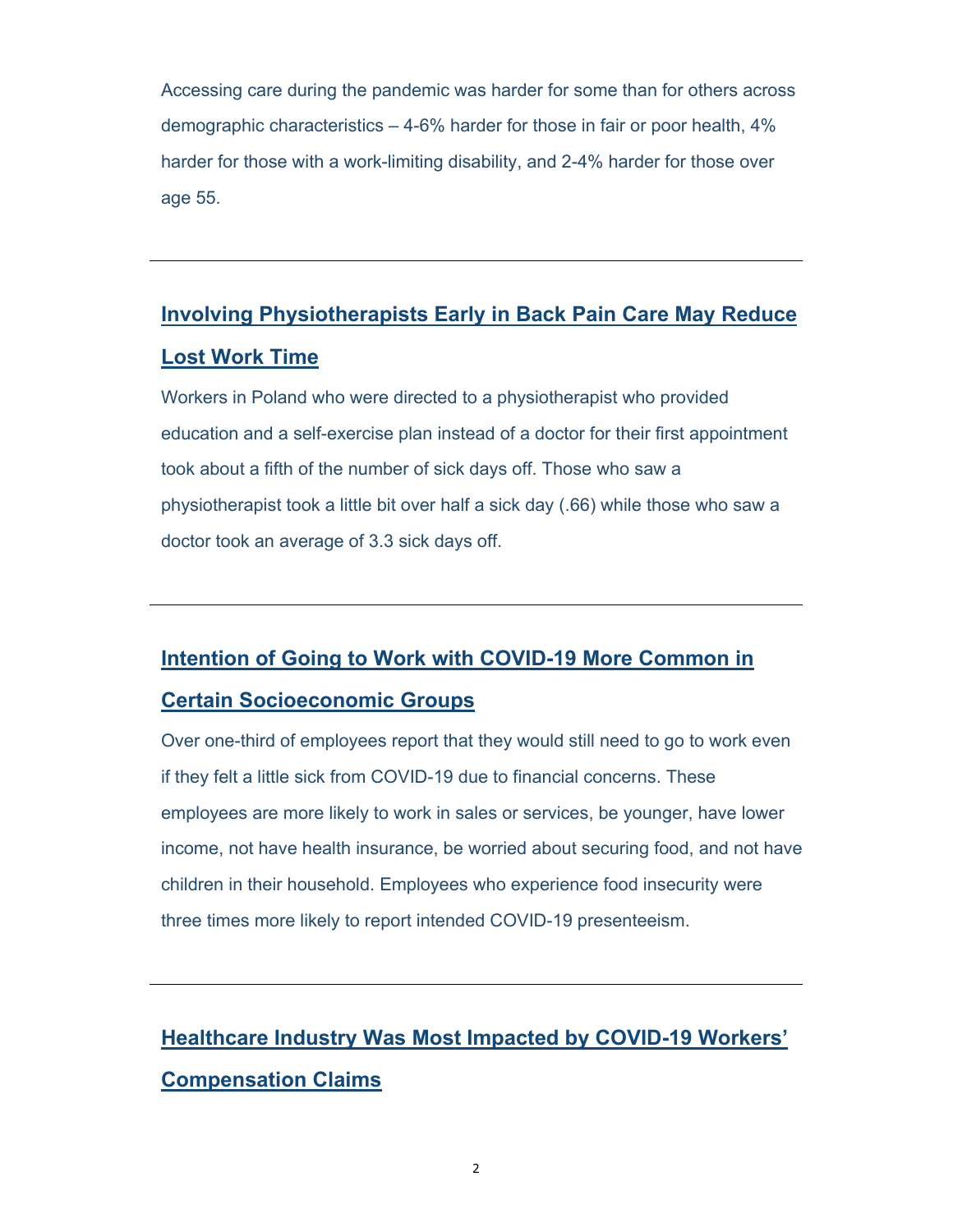Accessing care during the pandemic was harder for some than for others across demographic characteristics – 4-6% harder for those in fair or poor health, 4% harder for those with a work-limiting disability, and 2-4% harder for those over age 55.

---

## Involving Physiotherapists Early in Back Pain Care May Reduce Lost Work Time

Workers in Poland who were directed to a physiotherapist who provided education and a self-exercise plan instead of a doctor for their first appointment took about a fifth of the number of sick days off. Those who saw a physiotherapist took a little bit over half a sick day (.66) while those who saw a doctor took an average of 3.3 sick days off.

---

## Intention of Going to Work with COVID-19 More Common in Certain Socioeconomic Groups

Over one-third of employees report that they would still need to go to work even if they felt a little sick from COVID-19 due to financial concerns. These employees are more likely to work in sales or services, be younger, have lower income, not have health insurance, be worried about securing food, and not have children in their household. Employees who experience food insecurity were three times more likely to report intended COVID-19 presenteeism.

---

## Healthcare Industry Was Most Impacted by COVID-19 Workers' Compensation Claims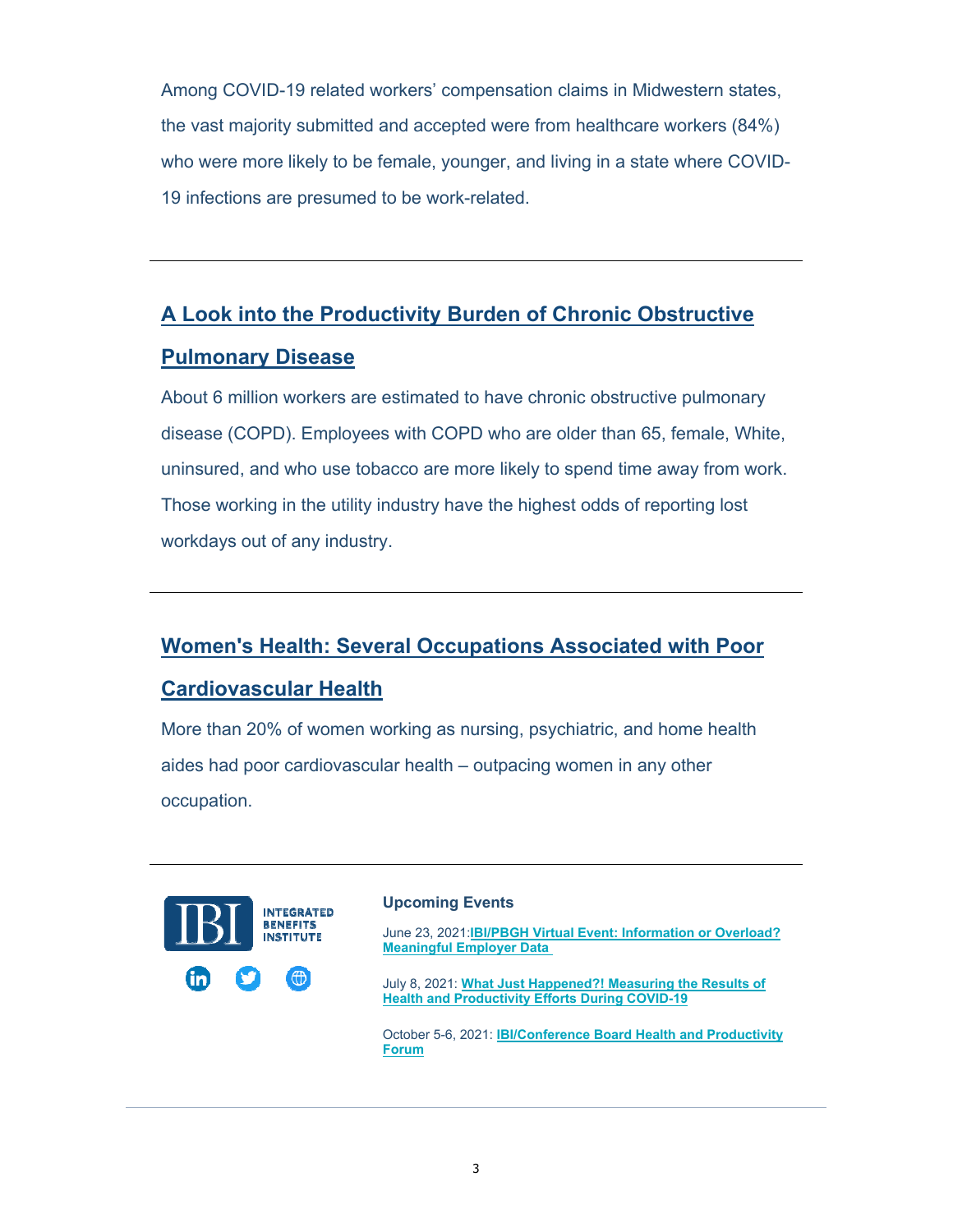Among COVID-19 related workers' compensation claims in Midwestern states, the vast majority submitted and accepted were from healthcare workers (84%) who were more likely to be female, younger, and living in a state where COVID-19 infections are presumed to be work-related.

---

## A Look into the Productivity Burden of Chronic Obstructive Pulmonary Disease

About 6 million workers are estimated to have chronic obstructive pulmonary disease (COPD). Employees with COPD who are older than 65, female, White, uninsured, and who use tobacco are more likely to spend time away from work. Those working in the utility industry have the highest odds of reporting lost workdays out of any industry.

---

## Women's Health: Several Occupations Associated with Poor Cardiovascular Health

More than 20% of women working as nursing, psychiatric, and home health aides had poor cardiovascular health – outpacing women in any other occupation.

---

INTEGRATED BENEFITS INSTITUTE

**Upcoming Events**

June 23, 2021: **IBI/PBGH Virtual Event: Information or Overload? Meaningful Employer Data**

July 8, 2021: **What Just Happened?! Measuring the Results of Health and Productivity Efforts During COVID-19**

October 5-6, 2021: **IBI/Conference Board Health and Productivity Forum**